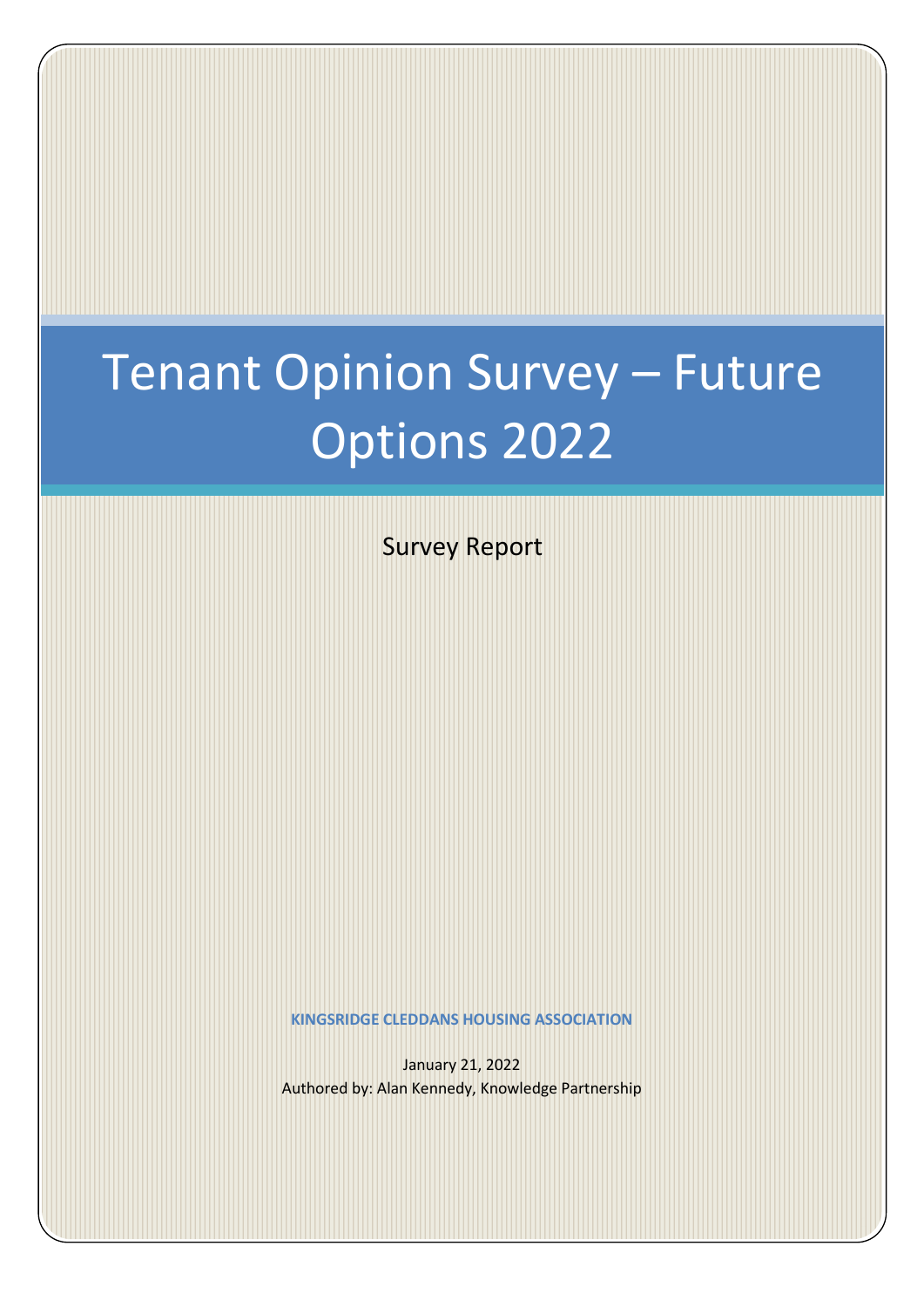# Tenant Opinion Survey – Future Options 2022

Survey Report

**KINGSRIDGE CLEDDANS HOUSING ASSOCIATION**

January 21, 2022

Authored by: Alan Kennedy, Knowledge Partnership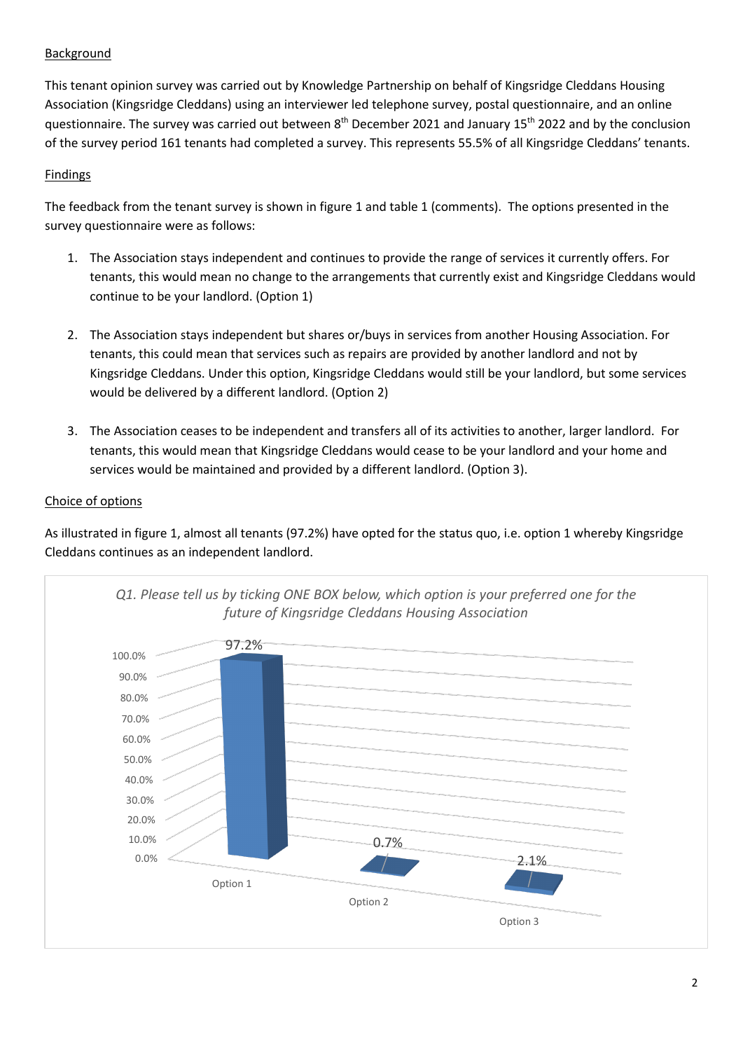## Background

This tenant opinion survey was carried out by Knowledge Partnership on behalf of Kingsridge Cleddans Housing Association (Kingsridge Cleddans) using an interviewer led telephone survey, postal questionnaire, and an online questionnaire. The survey was carried out between 8th December 2021 and January 15th 2022 and by the conclusion of the survey period 161 tenants had completed a survey. This represents 55.5% of all Kingsridge Cleddans' tenants.

## Findings

The feedback from the tenant survey is shown in figure 1 and table 1 (comments). The options presented in the survey questionnaire were as follows:

1. The Association stays independent and continues to provide the range of services it currently offers. For tenants, this would mean no change to the arrangements that currently exist and Kingsridge Cleddans would continue to be your landlord. (Option 1)

2. The Association stays independent but shares or/buys in services from another Housing Association. For tenants, this could mean that services such as repairs are provided by another landlord and not by Kingsridge Cleddans. Under this option, Kingsridge Cleddans would still be your landlord, but some services would be delivered by a different landlord. (Option 2)

3. The Association ceases to be independent and transfers all of its activities to another, larger landlord. For tenants, this would mean that Kingsridge Cleddans would cease to be your landlord and your home and services would be maintained and provided by a different landlord. (Option 3).

## Choice of options

As illustrated in figure 1, almost all tenants (97.2%) have opted for the status quo, i.e. option 1 whereby Kingsridge Cleddans continues as an independent landlord.

*Q1. Please tell us by ticking ONE BOX below, which option is your preferred one for the future of Kingsridge Cleddans Housing Association*

| Option | Percentage |
|---|---|
| Option 1 | 97.2% |
| Option 2 | 0.7% |
| Option 3 | 2.1% |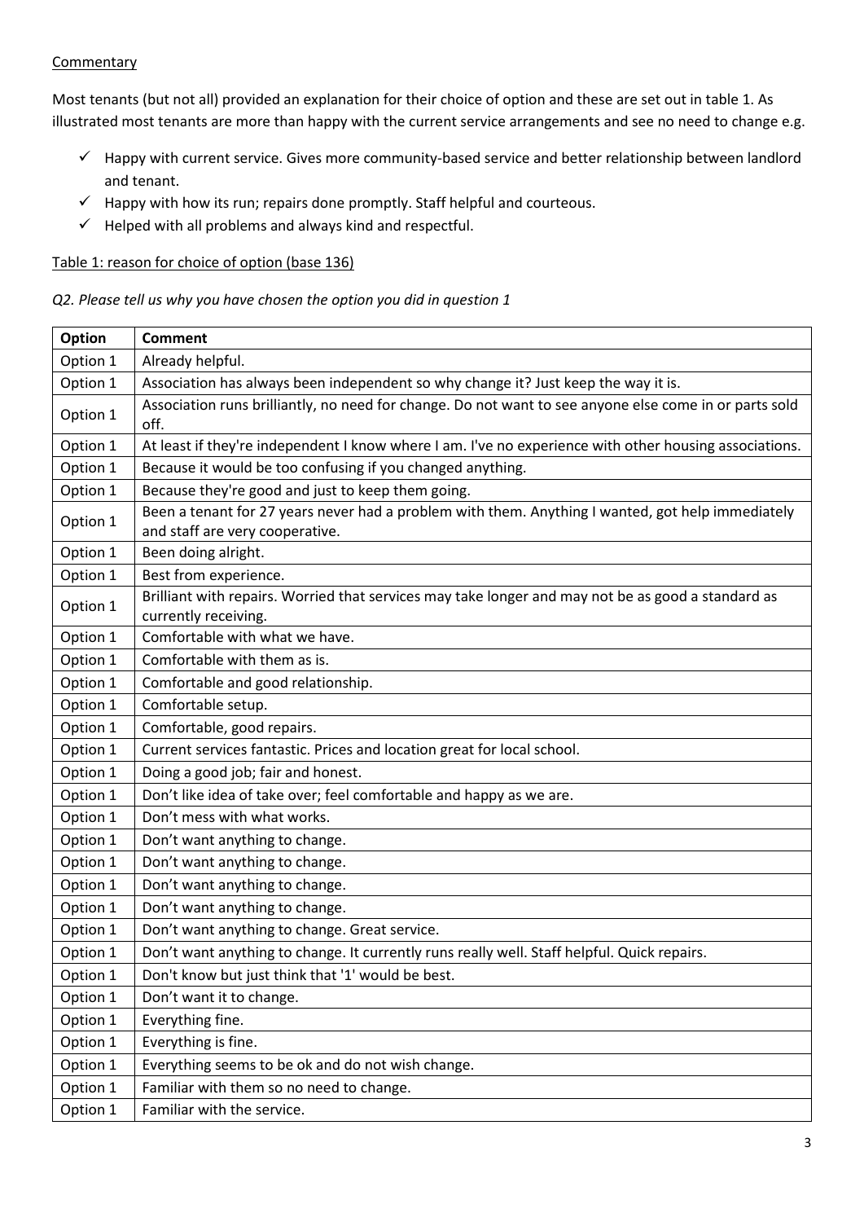Commentary

Most tenants (but not all) provided an explanation for their choice of option and these are set out in table 1. As illustrated most tenants are more than happy with the current service arrangements and see no need to change e.g.

- ✓ Happy with current service. Gives more community-based service and better relationship between landlord and tenant.
- ✓ Happy with how its run; repairs done promptly. Staff helpful and courteous.
- ✓ Helped with all problems and always kind and respectful.

Table 1: reason for choice of option (base 136)

*Q2. Please tell us why you have chosen the option you did in question 1*

| Option | Comment |
|---|---|
| Option 1 | Already helpful. |
| Option 1 | Association has always been independent so why change it? Just keep the way it is. |
| Option 1 | Association runs brilliantly, no need for change. Do not want to see anyone else come in or parts sold off. |
| Option 1 | At least if they're independent I know where I am. I've no experience with other housing associations. |
| Option 1 | Because it would be too confusing if you changed anything. |
| Option 1 | Because they're good and just to keep them going. |
| Option 1 | Been a tenant for 27 years never had a problem with them. Anything I wanted, got help immediately and staff are very cooperative. |
| Option 1 | Been doing alright. |
| Option 1 | Best from experience. |
| Option 1 | Brilliant with repairs. Worried that services may take longer and may not be as good a standard as currently receiving. |
| Option 1 | Comfortable with what we have. |
| Option 1 | Comfortable with them as is. |
| Option 1 | Comfortable and good relationship. |
| Option 1 | Comfortable setup. |
| Option 1 | Comfortable, good repairs. |
| Option 1 | Current services fantastic. Prices and location great for local school. |
| Option 1 | Doing a good job; fair and honest. |
| Option 1 | Don't like idea of take over; feel comfortable and happy as we are. |
| Option 1 | Don't mess with what works. |
| Option 1 | Don't want anything to change. |
| Option 1 | Don't want anything to change. |
| Option 1 | Don't want anything to change. |
| Option 1 | Don't want anything to change. |
| Option 1 | Don't want anything to change. Great service. |
| Option 1 | Don't want anything to change. It currently runs really well. Staff helpful. Quick repairs. |
| Option 1 | Don't know but just think that '1' would be best. |
| Option 1 | Don't want it to change. |
| Option 1 | Everything fine. |
| Option 1 | Everything is fine. |
| Option 1 | Everything seems to be ok and do not wish change. |
| Option 1 | Familiar with them so no need to change. |
| Option 1 | Familiar with the service. |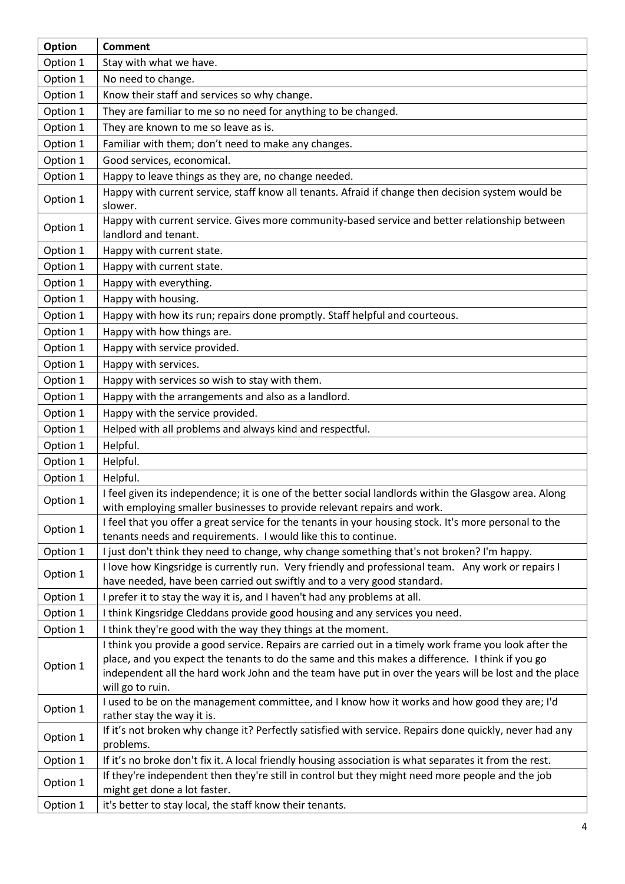| Option | Comment |
|---|---|
| Option 1 | Stay with what we have. |
| Option 1 | No need to change. |
| Option 1 | Know their staff and services so why change. |
| Option 1 | They are familiar to me so no need for anything to be changed. |
| Option 1 | They are known to me so leave as is. |
| Option 1 | Familiar with them; don't need to make any changes. |
| Option 1 | Good services, economical. |
| Option 1 | Happy to leave things as they are, no change needed. |
| Option 1 | Happy with current service, staff know all tenants. Afraid if change then decision system would be slower. |
| Option 1 | Happy with current service. Gives more community-based service and better relationship between landlord and tenant. |
| Option 1 | Happy with current state. |
| Option 1 | Happy with current state. |
| Option 1 | Happy with everything. |
| Option 1 | Happy with housing. |
| Option 1 | Happy with how its run; repairs done promptly. Staff helpful and courteous. |
| Option 1 | Happy with how things are. |
| Option 1 | Happy with service provided. |
| Option 1 | Happy with services. |
| Option 1 | Happy with services so wish to stay with them. |
| Option 1 | Happy with the arrangements and also as a landlord. |
| Option 1 | Happy with the service provided. |
| Option 1 | Helped with all problems and always kind and respectful. |
| Option 1 | Helpful. |
| Option 1 | Helpful. |
| Option 1 | Helpful. |
| Option 1 | I feel given its independence; it is one of the better social landlords within the Glasgow area. Along with employing smaller businesses to provide relevant repairs and work. |
| Option 1 | I feel that you offer a great service for the tenants in your housing stock. It's more personal to the tenants needs and requirements. I would like this to continue. |
| Option 1 | I just don't think they need to change, why change something that's not broken? I'm happy. |
| Option 1 | I love how Kingsridge is currently run. Very friendly and professional team. Any work or repairs I have needed, have been carried out swiftly and to a very good standard. |
| Option 1 | I prefer it to stay the way it is, and I haven't had any problems at all. |
| Option 1 | I think Kingsridge Cleddans provide good housing and any services you need. |
| Option 1 | I think they're good with the way they things at the moment. |
| Option 1 | I think you provide a good service. Repairs are carried out in a timely work frame you look after the place, and you expect the tenants to do the same and this makes a difference. I think if you go independent all the hard work John and the team have put in over the years will be lost and the place will go to ruin. |
| Option 1 | I used to be on the management committee, and I know how it works and how good they are; I'd rather stay the way it is. |
| Option 1 | If it's not broken why change it? Perfectly satisfied with service. Repairs done quickly, never had any problems. |
| Option 1 | If it's no broke don't fix it. A local friendly housing association is what separates it from the rest. |
| Option 1 | If they're independent then they're still in control but they might need more people and the job might get done a lot faster. |
| Option 1 | it's better to stay local, the staff know their tenants. |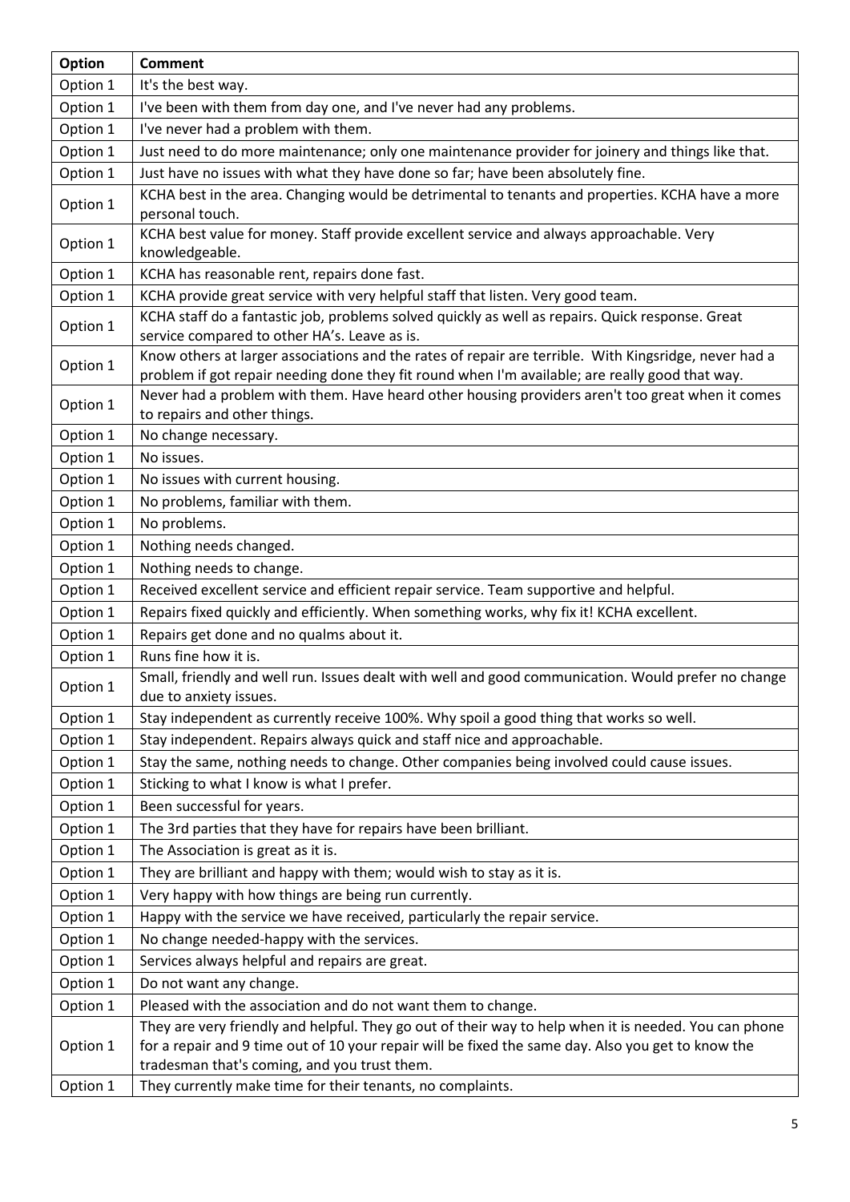| Option | Comment |
|---|---|
| Option 1 | It's the best way. |
| Option 1 | I've been with them from day one, and I've never had any problems. |
| Option 1 | I've never had a problem with them. |
| Option 1 | Just need to do more maintenance; only one maintenance provider for joinery and things like that. |
| Option 1 | Just have no issues with what they have done so far; have been absolutely fine. |
| Option 1 | KCHA best in the area. Changing would be detrimental to tenants and properties. KCHA have a more personal touch. |
| Option 1 | KCHA best value for money. Staff provide excellent service and always approachable. Very knowledgeable. |
| Option 1 | KCHA has reasonable rent, repairs done fast. |
| Option 1 | KCHA provide great service with very helpful staff that listen. Very good team. |
| Option 1 | KCHA staff do a fantastic job, problems solved quickly as well as repairs. Quick response. Great service compared to other HA's. Leave as is. |
| Option 1 | Know others at larger associations and the rates of repair are terrible. With Kingsridge, never had a problem if got repair needing done they fit round when I'm available; are really good that way. |
| Option 1 | Never had a problem with them. Have heard other housing providers aren't too great when it comes to repairs and other things. |
| Option 1 | No change necessary. |
| Option 1 | No issues. |
| Option 1 | No issues with current housing. |
| Option 1 | No problems, familiar with them. |
| Option 1 | No problems. |
| Option 1 | Nothing needs changed. |
| Option 1 | Nothing needs to change. |
| Option 1 | Received excellent service and efficient repair service. Team supportive and helpful. |
| Option 1 | Repairs fixed quickly and efficiently. When something works, why fix it! KCHA excellent. |
| Option 1 | Repairs get done and no qualms about it. |
| Option 1 | Runs fine how it is. |
| Option 1 | Small, friendly and well run. Issues dealt with well and good communication. Would prefer no change due to anxiety issues. |
| Option 1 | Stay independent as currently receive 100%. Why spoil a good thing that works so well. |
| Option 1 | Stay independent. Repairs always quick and staff nice and approachable. |
| Option 1 | Stay the same, nothing needs to change. Other companies being involved could cause issues. |
| Option 1 | Sticking to what I know is what I prefer. |
| Option 1 | Been successful for years. |
| Option 1 | The 3rd parties that they have for repairs have been brilliant. |
| Option 1 | The Association is great as it is. |
| Option 1 | They are brilliant and happy with them; would wish to stay as it is. |
| Option 1 | Very happy with how things are being run currently. |
| Option 1 | Happy with the service we have received, particularly the repair service. |
| Option 1 | No change needed-happy with the services. |
| Option 1 | Services always helpful and repairs are great. |
| Option 1 | Do not want any change. |
| Option 1 | Pleased with the association and do not want them to change. |
| Option 1 | They are very friendly and helpful. They go out of their way to help when it is needed. You can phone for a repair and 9 time out of 10 your repair will be fixed the same day. Also you get to know the tradesman that's coming, and you trust them. |
| Option 1 | They currently make time for their tenants, no complaints. |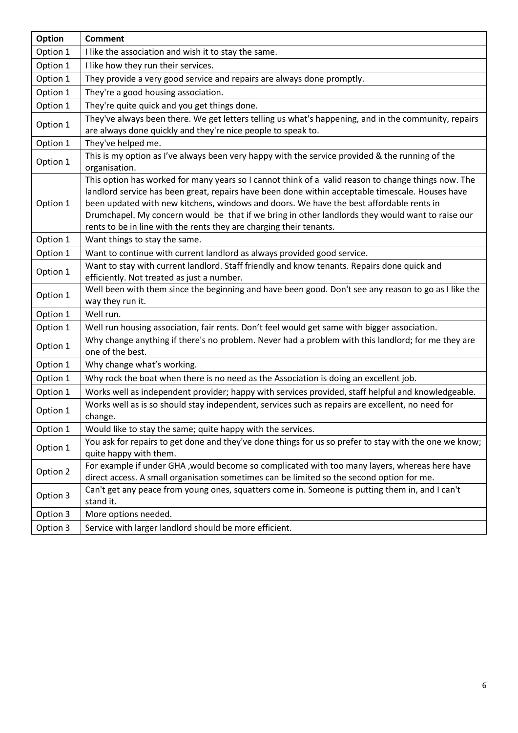| Option | Comment |
|---|---|
| Option 1 | I like the association and wish it to stay the same. |
| Option 1 | I like how they run their services. |
| Option 1 | They provide a very good service and repairs are always done promptly. |
| Option 1 | They're a good housing association. |
| Option 1 | They're quite quick and you get things done. |
| Option 1 | They've always been there. We get letters telling us what's happening, and in the community, repairs are always done quickly and they're nice people to speak to. |
| Option 1 | They've helped me. |
| Option 1 | This is my option as I've always been very happy with the service provided & the running of the organisation. |
| Option 1 | This option has worked for many years so I cannot think of a valid reason to change things now. The landlord service has been great, repairs have been done within acceptable timescale. Houses have been updated with new kitchens, windows and doors. We have the best affordable rents in Drumchapel. My concern would be that if we bring in other landlords they would want to raise our rents to be in line with the rents they are charging their tenants. |
| Option 1 | Want things to stay the same. |
| Option 1 | Want to continue with current landlord as always provided good service. |
| Option 1 | Want to stay with current landlord. Staff friendly and know tenants. Repairs done quick and efficiently. Not treated as just a number. |
| Option 1 | Well been with them since the beginning and have been good. Don't see any reason to go as I like the way they run it. |
| Option 1 | Well run. |
| Option 1 | Well run housing association, fair rents. Don't feel would get same with bigger association. |
| Option 1 | Why change anything if there's no problem. Never had a problem with this landlord; for me they are one of the best. |
| Option 1 | Why change what's working. |
| Option 1 | Why rock the boat when there is no need as the Association is doing an excellent job. |
| Option 1 | Works well as independent provider; happy with services provided, staff helpful and knowledgeable. |
| Option 1 | Works well as is so should stay independent, services such as repairs are excellent, no need for change. |
| Option 1 | Would like to stay the same; quite happy with the services. |
| Option 1 | You ask for repairs to get done and they've done things for us so prefer to stay with the one we know; quite happy with them. |
| Option 2 | For example if under GHA ,would become so complicated with too many layers, whereas here have direct access. A small organisation sometimes can be limited so the second option for me. |
| Option 3 | Can't get any peace from young ones, squatters come in. Someone is putting them in, and I can't stand it. |
| Option 3 | More options needed. |
| Option 3 | Service with larger landlord should be more efficient. |